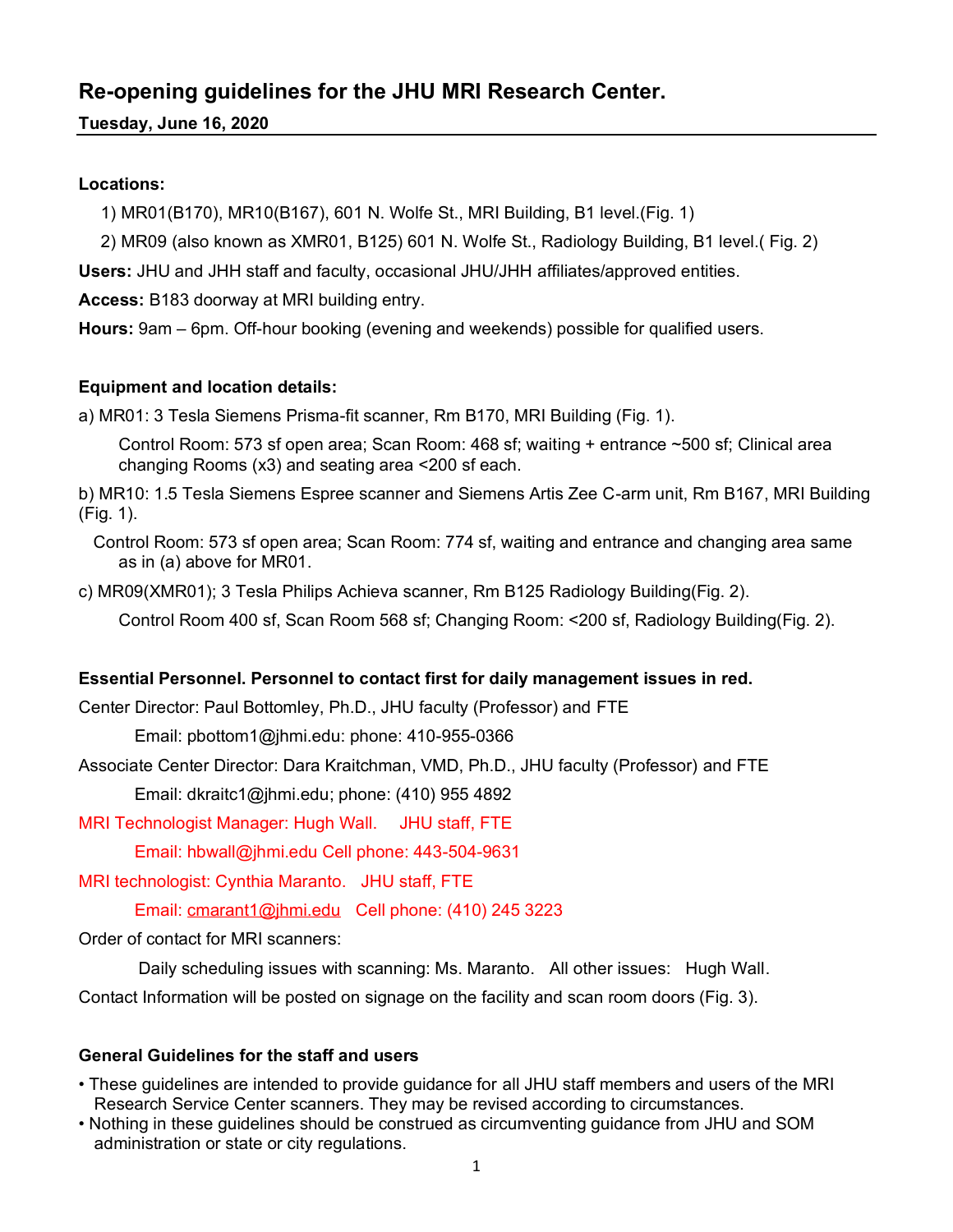# Re-opening guidelines for the JHU MRI Research Center.

**Tuesday, June 16, 2020**

**Locations:**

1) MR01(B170), MR10(B167), 601 N. Wolfe St., MRI Building, B1 level.(Fig. 1)
2) MR09 (also known as XMR01, B125) 601 N. Wolfe St., Radiology Building, B1 level.( Fig. 2)

**Users:** JHU and JHH staff and faculty, occasional JHU/JHH affiliates/approved entities.

**Access:** B183 doorway at MRI building entry.

**Hours:** 9am – 6pm. Off-hour booking (evening and weekends) possible for qualified users.

**Equipment and location details:**

a) MR01: 3 Tesla Siemens Prisma-fit scanner, Rm B170, MRI Building (Fig. 1).

Control Room: 573 sf open area; Scan Room: 468 sf; waiting + entrance ~500 sf; Clinical area changing Rooms (x3) and seating area <200 sf each.

b) MR10: 1.5 Tesla Siemens Espree scanner and Siemens Artis Zee C-arm unit, Rm B167, MRI Building (Fig. 1).

Control Room: 573 sf open area; Scan Room: 774 sf, waiting and entrance and changing area same as in (a) above for MR01.

c) MR09(XMR01); 3 Tesla Philips Achieva scanner, Rm B125 Radiology Building(Fig. 2).

Control Room 400 sf, Scan Room 568 sf; Changing Room: <200 sf, Radiology Building(Fig. 2).

**Essential Personnel. Personnel to contact first for daily management issues in red.**

Center Director: Paul Bottomley, Ph.D., JHU faculty (Professor) and FTE

Email: pbottom1@jhmi.edu: phone: 410-955-0366

Associate Center Director: Dara Kraitchman, VMD, Ph.D., JHU faculty (Professor) and FTE

Email: dkraitc1@jhmi.edu; phone: (410) 955 4892

MRI Technologist Manager: Hugh Wall. JHU staff, FTE

Email: hbwall@jhmi.edu Cell phone: 443-504-9631

MRI technologist: Cynthia Maranto. JHU staff, FTE

Email: cmarant1@jhmi.edu Cell phone: (410) 245 3223

Order of contact for MRI scanners:

Daily scheduling issues with scanning: Ms. Maranto. All other issues: Hugh Wall.

Contact Information will be posted on signage on the facility and scan room doors (Fig. 3).

**General Guidelines for the staff and users**

- These guidelines are intended to provide guidance for all JHU staff members and users of the MRI Research Service Center scanners. They may be revised according to circumstances.
- Nothing in these guidelines should be construed as circumventing guidance from JHU and SOM administration or state or city regulations.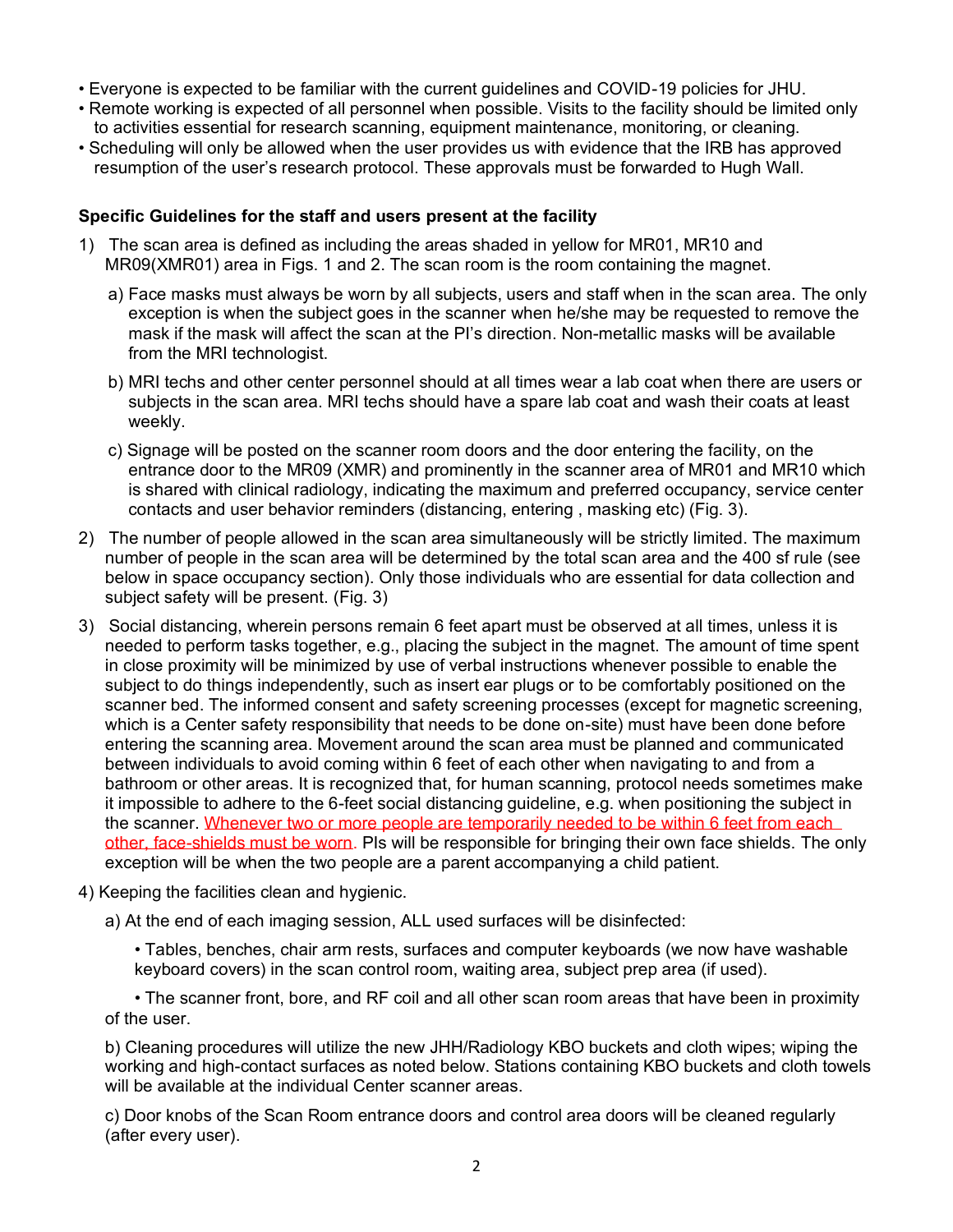- Everyone is expected to be familiar with the current guidelines and COVID-19 policies for JHU.
- Remote working is expected of all personnel when possible. Visits to the facility should be limited only to activities essential for research scanning, equipment maintenance, monitoring, or cleaning.
- Scheduling will only be allowed when the user provides us with evidence that the IRB has approved resumption of the user's research protocol. These approvals must be forwarded to Hugh Wall.

**Specific Guidelines for the staff and users present at the facility**

1) The scan area is defined as including the areas shaded in yellow for MR01, MR10 and MR09(XMR01) area in Figs. 1 and 2. The scan room is the room containing the magnet.

   a) Face masks must always be worn by all subjects, users and staff when in the scan area. The only exception is when the subject goes in the scanner when he/she may be requested to remove the mask if the mask will affect the scan at the PI's direction. Non-metallic masks will be available from the MRI technologist.

   b) MRI techs and other center personnel should at all times wear a lab coat when there are users or subjects in the scan area. MRI techs should have a spare lab coat and wash their coats at least weekly.

   c) Signage will be posted on the scanner room doors and the door entering the facility, on the entrance door to the MR09 (XMR) and prominently in the scanner area of MR01 and MR10 which is shared with clinical radiology, indicating the maximum and preferred occupancy, service center contacts and user behavior reminders (distancing, entering , masking etc) (Fig. 3).

2) The number of people allowed in the scan area simultaneously will be strictly limited. The maximum number of people in the scan area will be determined by the total scan area and the 400 sf rule (see below in space occupancy section). Only those individuals who are essential for data collection and subject safety will be present. (Fig. 3)

3) Social distancing, wherein persons remain 6 feet apart must be observed at all times, unless it is needed to perform tasks together, e.g., placing the subject in the magnet. The amount of time spent in close proximity will be minimized by use of verbal instructions whenever possible to enable the subject to do things independently, such as insert ear plugs or to be comfortably positioned on the scanner bed. The informed consent and safety screening processes (except for magnetic screening, which is a Center safety responsibility that needs to be done on-site) must have been done before entering the scanning area. Movement around the scan area must be planned and communicated between individuals to avoid coming within 6 feet of each other when navigating to and from a bathroom or other areas. It is recognized that, for human scanning, protocol needs sometimes make it impossible to adhere to the 6-feet social distancing guideline, e.g. when positioning the subject in the scanner. Whenever two or more people are temporarily needed to be within 6 feet from each other, face-shields must be worn. PIs will be responsible for bringing their own face shields. The only exception will be when the two people are a parent accompanying a child patient.

4) Keeping the facilities clean and hygienic.

   a) At the end of each imaging session, ALL used surfaces will be disinfected:

      - Tables, benches, chair arm rests, surfaces and computer keyboards (we now have washable keyboard covers) in the scan control room, waiting area, subject prep area (if used).

      - The scanner front, bore, and RF coil and all other scan room areas that have been in proximity of the user.

   b) Cleaning procedures will utilize the new JHH/Radiology KBO buckets and cloth wipes; wiping the working and high-contact surfaces as noted below. Stations containing KBO buckets and cloth towels will be available at the individual Center scanner areas.

   c) Door knobs of the Scan Room entrance doors and control area doors will be cleaned regularly (after every user).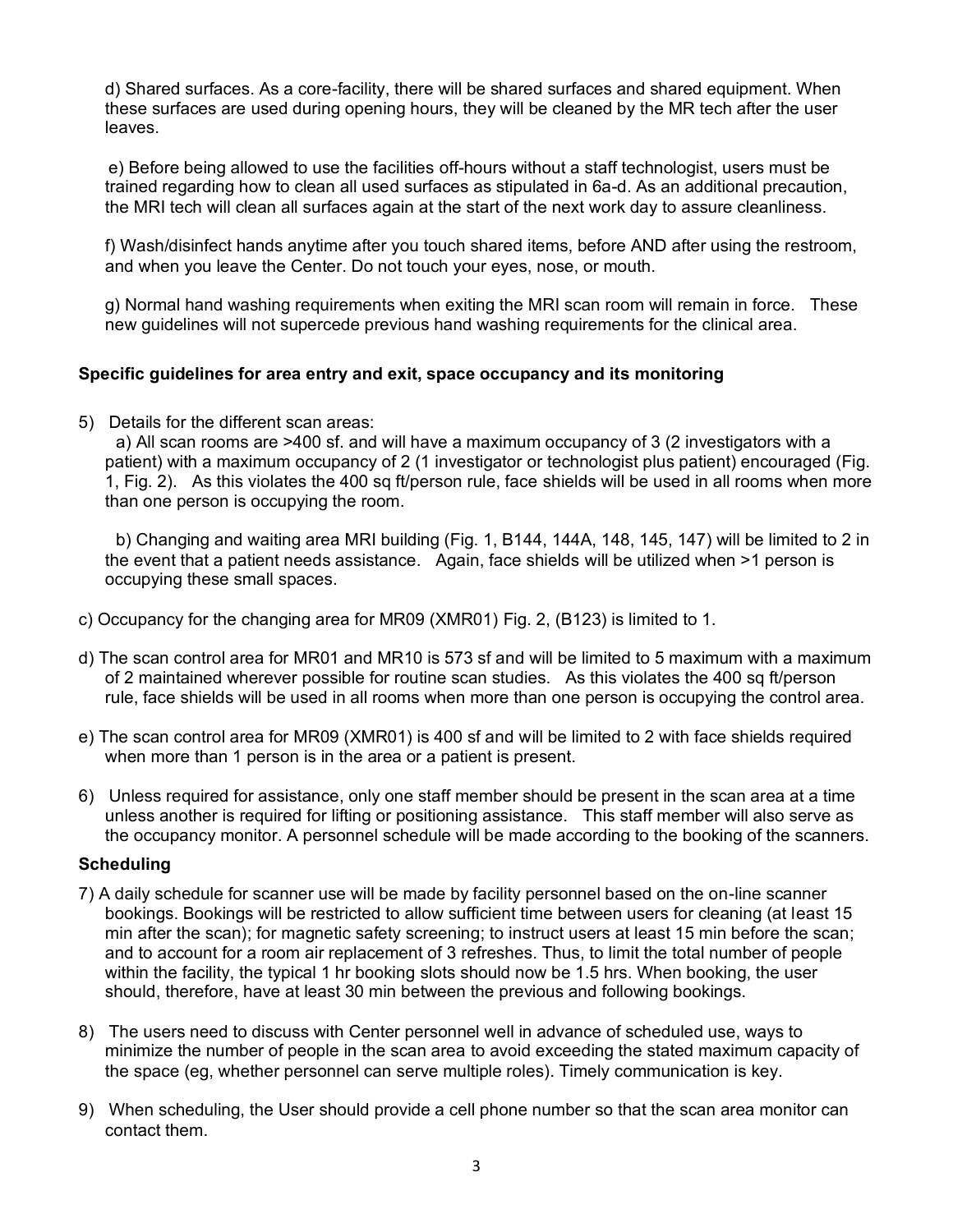d) Shared surfaces. As a core-facility, there will be shared surfaces and shared equipment. When these surfaces are used during opening hours, they will be cleaned by the MR tech after the user leaves.

e) Before being allowed to use the facilities off-hours without a staff technologist, users must be trained regarding how to clean all used surfaces as stipulated in 6a-d. As an additional precaution, the MRI tech will clean all surfaces again at the start of the next work day to assure cleanliness.

f) Wash/disinfect hands anytime after you touch shared items, before AND after using the restroom, and when you leave the Center. Do not touch your eyes, nose, or mouth.

g) Normal hand washing requirements when exiting the MRI scan room will remain in force. These new guidelines will not supercede previous hand washing requirements for the clinical area.

**Specific guidelines for area entry and exit, space occupancy and its monitoring**

5) Details for the different scan areas:

a) All scan rooms are >400 sf. and will have a maximum occupancy of 3 (2 investigators with a patient) with a maximum occupancy of 2 (1 investigator or technologist plus patient) encouraged (Fig. 1, Fig. 2). As this violates the 400 sq ft/person rule, face shields will be used in all rooms when more than one person is occupying the room.

b) Changing and waiting area MRI building (Fig. 1, B144, 144A, 148, 145, 147) will be limited to 2 in the event that a patient needs assistance. Again, face shields will be utilized when >1 person is occupying these small spaces.

c) Occupancy for the changing area for MR09 (XMR01) Fig. 2, (B123) is limited to 1.

d) The scan control area for MR01 and MR10 is 573 sf and will be limited to 5 maximum with a maximum of 2 maintained wherever possible for routine scan studies. As this violates the 400 sq ft/person rule, face shields will be used in all rooms when more than one person is occupying the control area.

e) The scan control area for MR09 (XMR01) is 400 sf and will be limited to 2 with face shields required when more than 1 person is in the area or a patient is present.

6) Unless required for assistance, only one staff member should be present in the scan area at a time unless another is required for lifting or positioning assistance. This staff member will also serve as the occupancy monitor. A personnel schedule will be made according to the booking of the scanners.

**Scheduling**

7) A daily schedule for scanner use will be made by facility personnel based on the on-line scanner bookings. Bookings will be restricted to allow sufficient time between users for cleaning (at least 15 min after the scan); for magnetic safety screening; to instruct users at least 15 min before the scan; and to account for a room air replacement of 3 refreshes. Thus, to limit the total number of people within the facility, the typical 1 hr booking slots should now be 1.5 hrs. When booking, the user should, therefore, have at least 30 min between the previous and following bookings.

8) The users need to discuss with Center personnel well in advance of scheduled use, ways to minimize the number of people in the scan area to avoid exceeding the stated maximum capacity of the space (eg, whether personnel can serve multiple roles). Timely communication is key.

9) When scheduling, the User should provide a cell phone number so that the scan area monitor can contact them.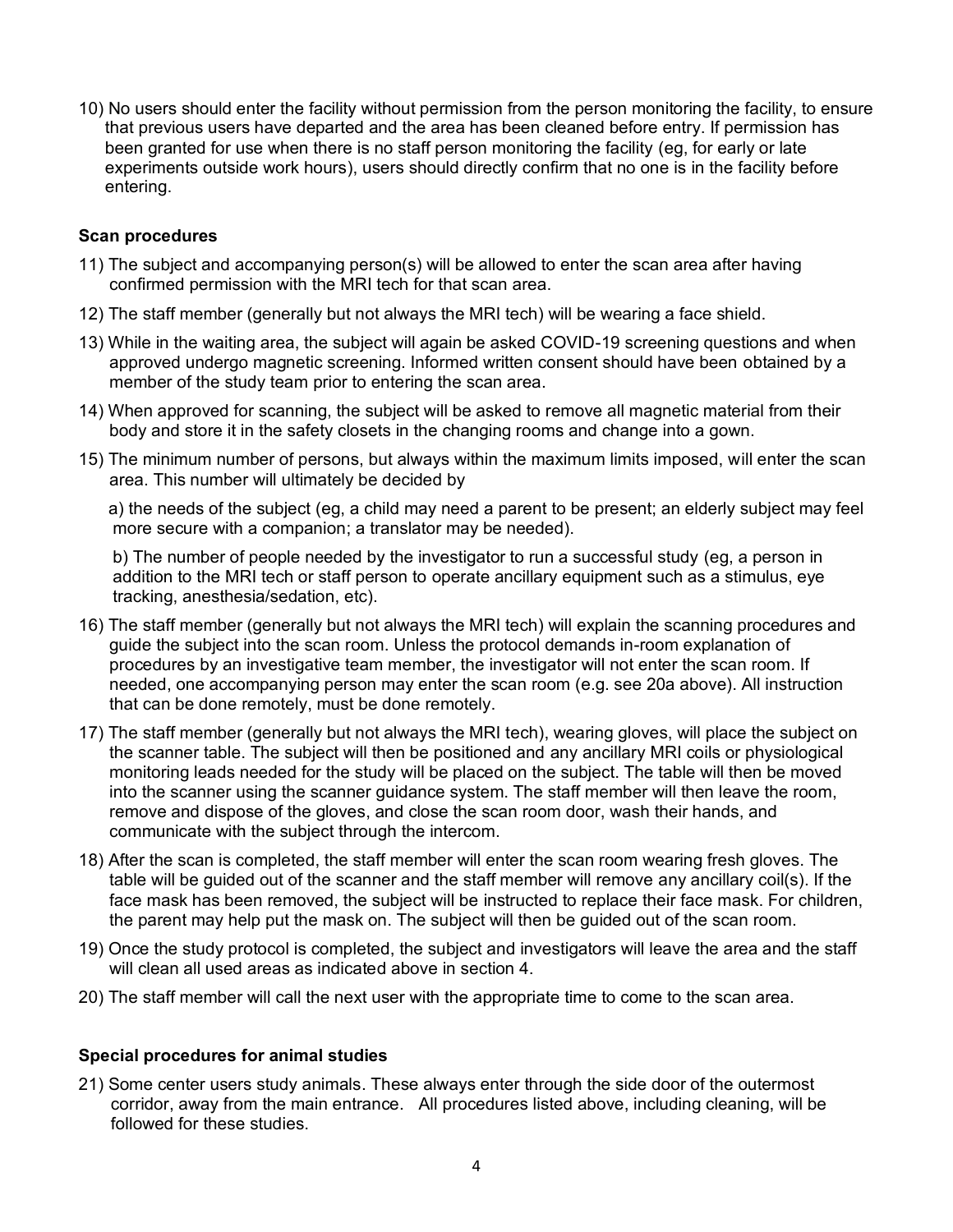10) No users should enter the facility without permission from the person monitoring the facility, to ensure that previous users have departed and the area has been cleaned before entry. If permission has been granted for use when there is no staff person monitoring the facility (eg, for early or late experiments outside work hours), users should directly confirm that no one is in the facility before entering.

**Scan procedures**

11) The subject and accompanying person(s) will be allowed to enter the scan area after having confirmed permission with the MRI tech for that scan area.

12) The staff member (generally but not always the MRI tech) will be wearing a face shield.

13) While in the waiting area, the subject will again be asked COVID-19 screening questions and when approved undergo magnetic screening. Informed written consent should have been obtained by a member of the study team prior to entering the scan area.

14) When approved for scanning, the subject will be asked to remove all magnetic material from their body and store it in the safety closets in the changing rooms and change into a gown.

15) The minimum number of persons, but always within the maximum limits imposed, will enter the scan area. This number will ultimately be decided by

    a) the needs of the subject (eg, a child may need a parent to be present; an elderly subject may feel more secure with a companion; a translator may be needed).

    b) The number of people needed by the investigator to run a successful study (eg, a person in addition to the MRI tech or staff person to operate ancillary equipment such as a stimulus, eye tracking, anesthesia/sedation, etc).

16) The staff member (generally but not always the MRI tech) will explain the scanning procedures and guide the subject into the scan room. Unless the protocol demands in-room explanation of procedures by an investigative team member, the investigator will not enter the scan room. If needed, one accompanying person may enter the scan room (e.g. see 20a above). All instruction that can be done remotely, must be done remotely.

17) The staff member (generally but not always the MRI tech), wearing gloves, will place the subject on the scanner table. The subject will then be positioned and any ancillary MRI coils or physiological monitoring leads needed for the study will be placed on the subject. The table will then be moved into the scanner using the scanner guidance system. The staff member will then leave the room, remove and dispose of the gloves, and close the scan room door, wash their hands, and communicate with the subject through the intercom.

18) After the scan is completed, the staff member will enter the scan room wearing fresh gloves. The table will be guided out of the scanner and the staff member will remove any ancillary coil(s). If the face mask has been removed, the subject will be instructed to replace their face mask. For children, the parent may help put the mask on. The subject will then be guided out of the scan room.

19) Once the study protocol is completed, the subject and investigators will leave the area and the staff will clean all used areas as indicated above in section 4.

20) The staff member will call the next user with the appropriate time to come to the scan area.

**Special procedures for animal studies**

21) Some center users study animals. These always enter through the side door of the outermost corridor, away from the main entrance. All procedures listed above, including cleaning, will be followed for these studies.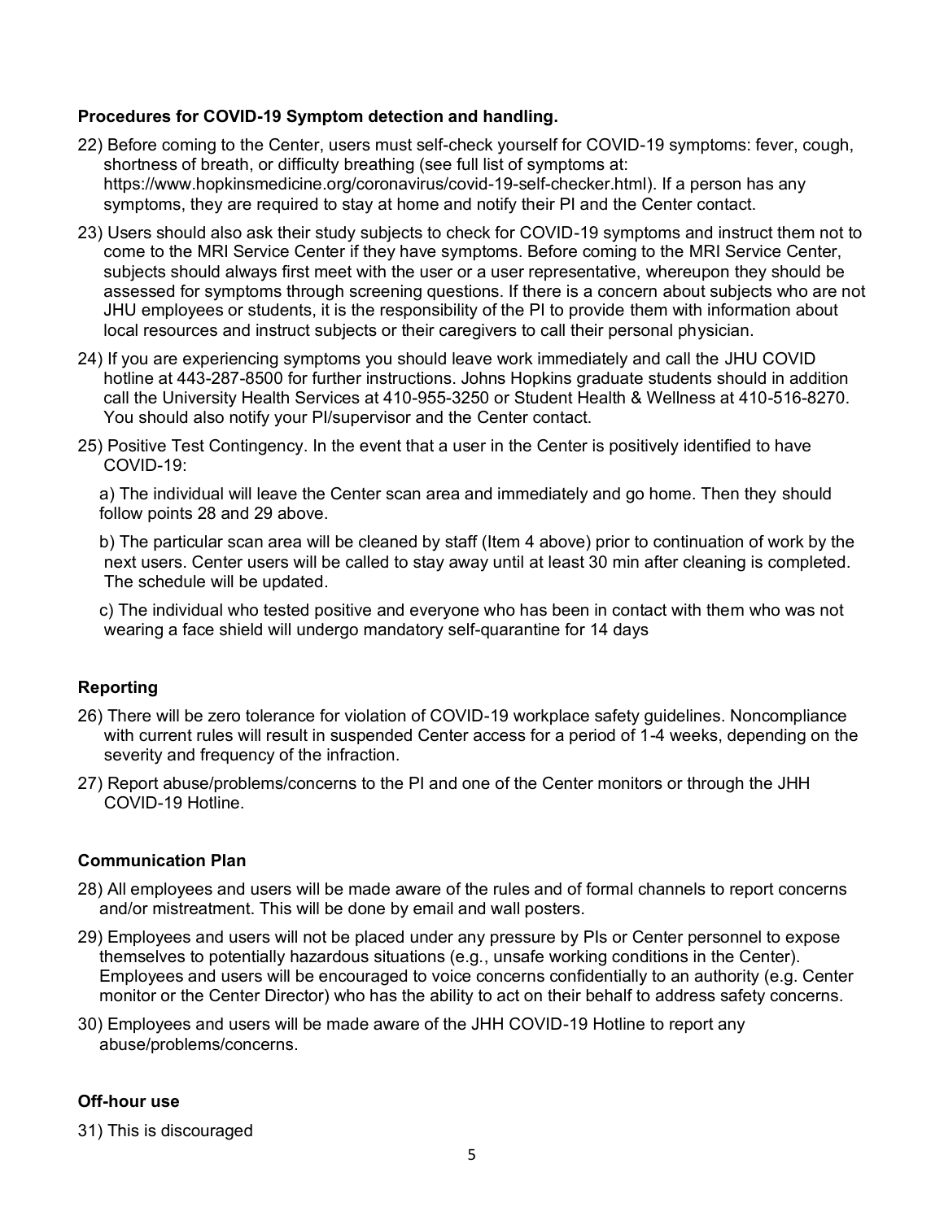**Procedures for COVID-19 Symptom detection and handling.**

22) Before coming to the Center, users must self-check yourself for COVID-19 symptoms: fever, cough, shortness of breath, or difficulty breathing (see full list of symptoms at: https://www.hopkinsmedicine.org/coronavirus/covid-19-self-checker.html). If a person has any symptoms, they are required to stay at home and notify their PI and the Center contact.

23) Users should also ask their study subjects to check for COVID-19 symptoms and instruct them not to come to the MRI Service Center if they have symptoms. Before coming to the MRI Service Center, subjects should always first meet with the user or a user representative, whereupon they should be assessed for symptoms through screening questions. If there is a concern about subjects who are not JHU employees or students, it is the responsibility of the PI to provide them with information about local resources and instruct subjects or their caregivers to call their personal physician.

24) If you are experiencing symptoms you should leave work immediately and call the JHU COVID hotline at 443-287-8500 for further instructions. Johns Hopkins graduate students should in addition call the University Health Services at 410-955-3250 or Student Health & Wellness at 410-516-8270. You should also notify your PI/supervisor and the Center contact.

25) Positive Test Contingency. In the event that a user in the Center is positively identified to have COVID-19:

   a) The individual will leave the Center scan area and immediately and go home. Then they should follow points 28 and 29 above.

   b) The particular scan area will be cleaned by staff (Item 4 above) prior to continuation of work by the next users. Center users will be called to stay away until at least 30 min after cleaning is completed. The schedule will be updated.

   c) The individual who tested positive and everyone who has been in contact with them who was not wearing a face shield will undergo mandatory self-quarantine for 14 days

**Reporting**

26) There will be zero tolerance for violation of COVID-19 workplace safety guidelines. Noncompliance with current rules will result in suspended Center access for a period of 1-4 weeks, depending on the severity and frequency of the infraction.

27) Report abuse/problems/concerns to the PI and one of the Center monitors or through the JHH COVID-19 Hotline.

**Communication Plan**

28) All employees and users will be made aware of the rules and of formal channels to report concerns and/or mistreatment. This will be done by email and wall posters.

29) Employees and users will not be placed under any pressure by PIs or Center personnel to expose themselves to potentially hazardous situations (e.g., unsafe working conditions in the Center). Employees and users will be encouraged to voice concerns confidentially to an authority (e.g. Center monitor or the Center Director) who has the ability to act on their behalf to address safety concerns.

30) Employees and users will be made aware of the JHH COVID-19 Hotline to report any abuse/problems/concerns.

**Off-hour use**

31) This is discouraged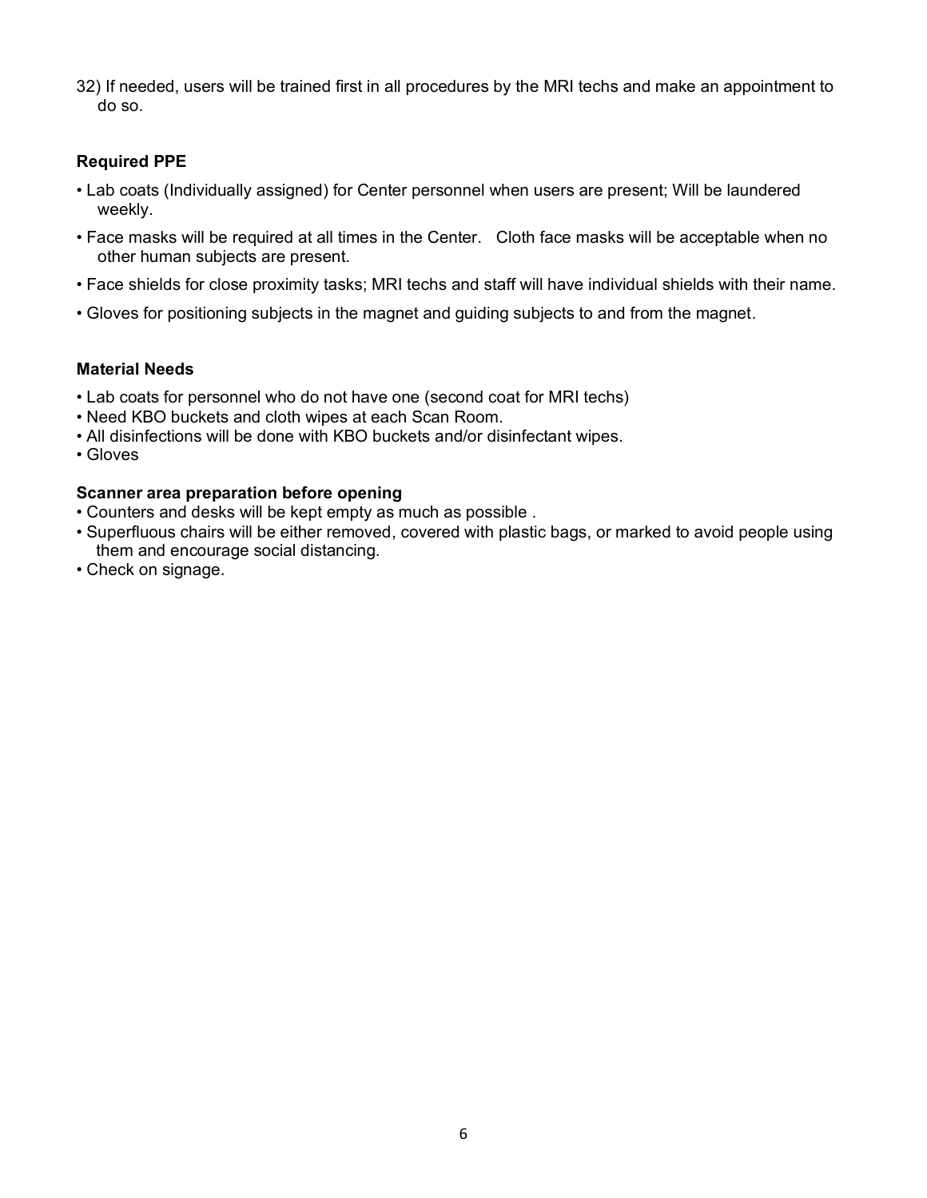32) If needed, users will be trained first in all procedures by the MRI techs and make an appointment to do so.

**Required PPE**

- Lab coats (Individually assigned) for Center personnel when users are present; Will be laundered weekly.
- Face masks will be required at all times in the Center. Cloth face masks will be acceptable when no other human subjects are present.
- Face shields for close proximity tasks; MRI techs and staff will have individual shields with their name.
- Gloves for positioning subjects in the magnet and guiding subjects to and from the magnet.

**Material Needs**

- Lab coats for personnel who do not have one (second coat for MRI techs)
- Need KBO buckets and cloth wipes at each Scan Room.
- All disinfections will be done with KBO buckets and/or disinfectant wipes.
- Gloves

**Scanner area preparation before opening**

- Counters and desks will be kept empty as much as possible .
- Superfluous chairs will be either removed, covered with plastic bags, or marked to avoid people using them and encourage social distancing.
- Check on signage.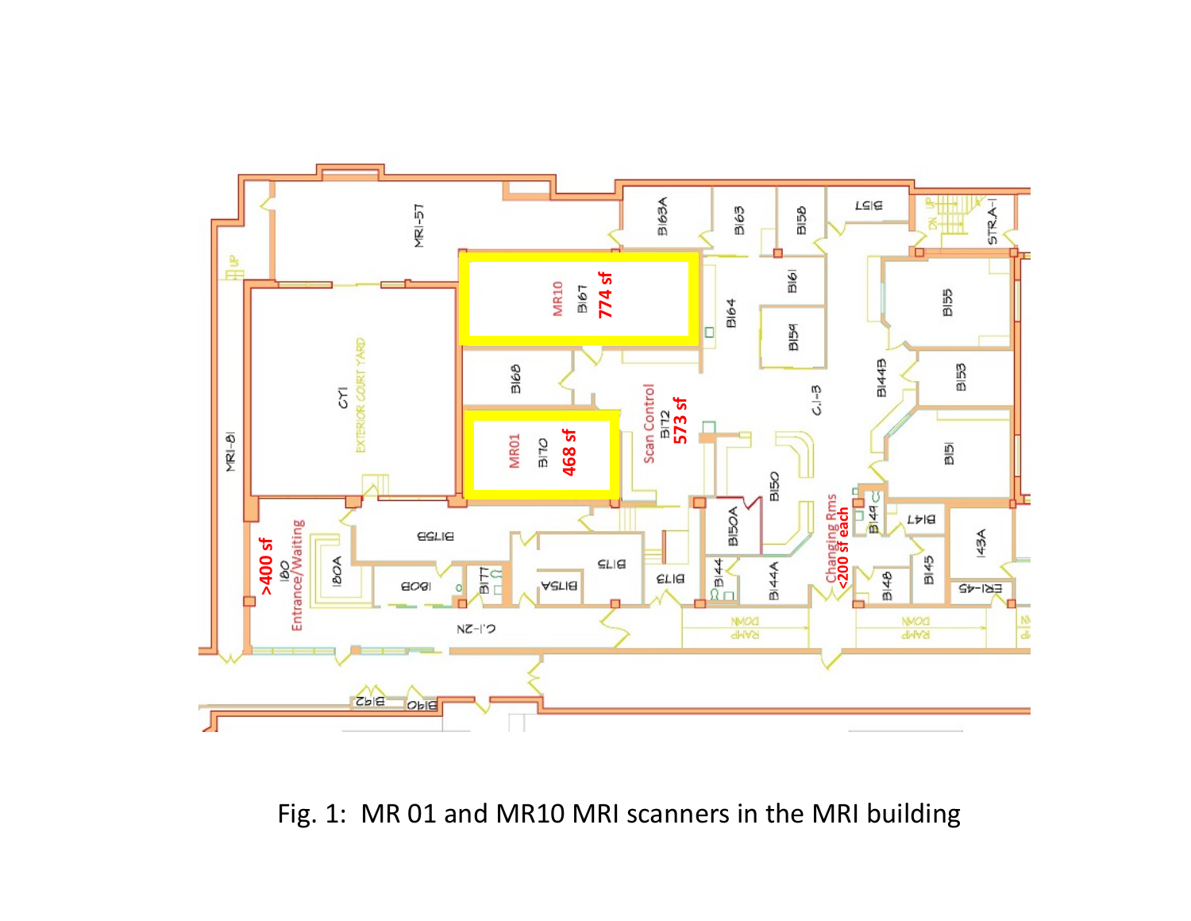Fig. 1: MR 01 and MR10 MRI scanners in the MRI building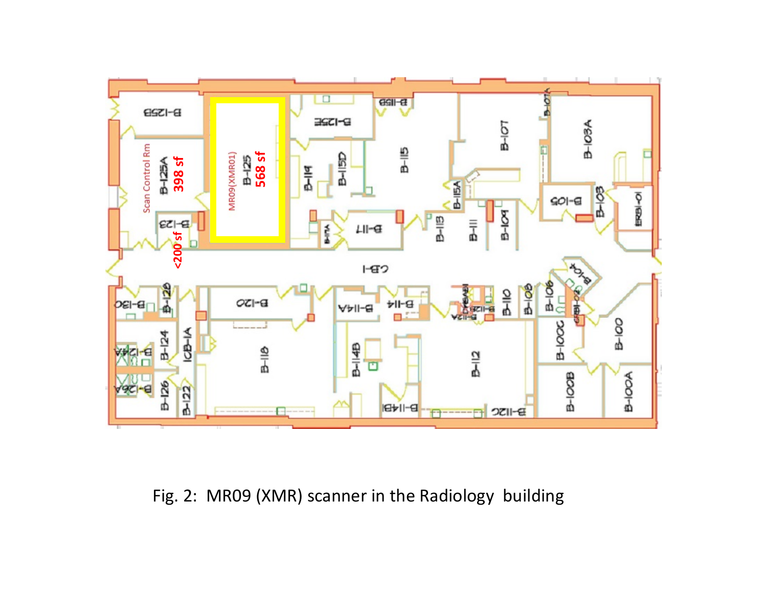Fig. 2: MR09 (XMR) scanner in the Radiology building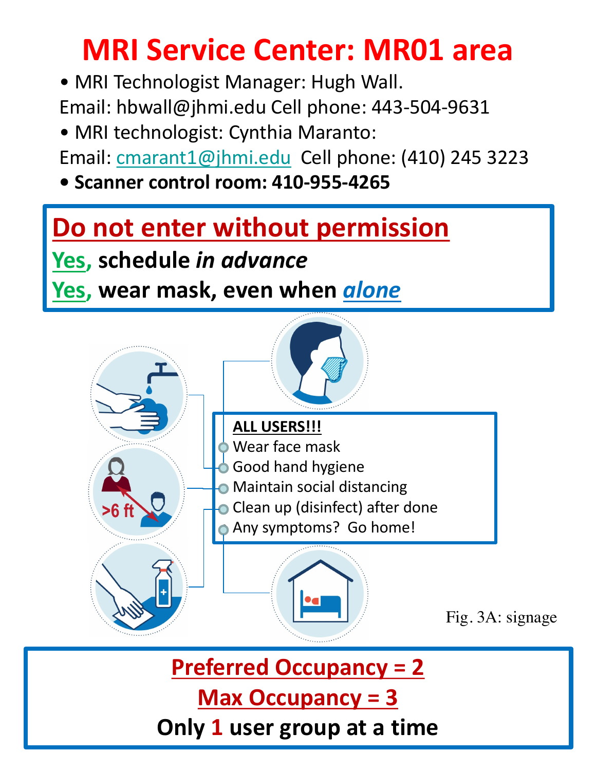# MRI Service Center: MR01 area

- MRI Technologist Manager: Hugh Wall.
  Email: hbwall@jhmi.edu Cell phone: 443-504-9631
- MRI technologist: Cynthia Maranto:
  Email: cmarant1@jhmi.edu Cell phone: (410) 245 3223
- **Scanner control room: 410-955-4265**

## Do not enter without permission

**Yes, schedule *in advance***

**Yes, wear mask, even when *alone***

**ALL USERS!!!**

- Wear face mask
- Good hand hygiene
- Maintain social distancing
- Clean up (disinfect) after done
- Any symptoms? Go home!

>6 ft

Fig. 3A: signage

**Preferred Occupancy = 2**

**Max Occupancy = 3**

**Only 1 user group at a time**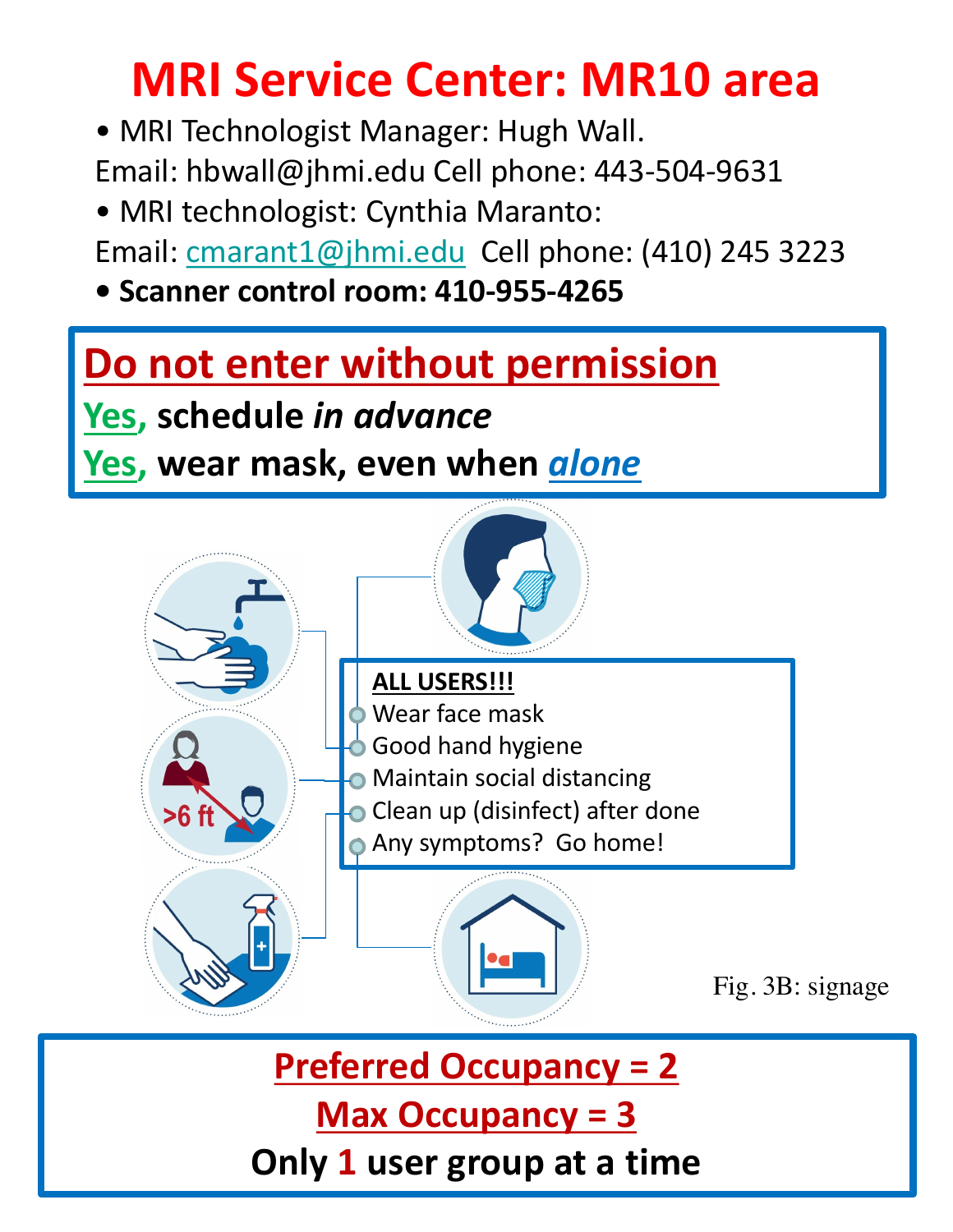# MRI Service Center: MR10 area

- MRI Technologist Manager: Hugh Wall.
  Email: hbwall@jhmi.edu Cell phone: 443-504-9631
- MRI technologist: Cynthia Maranto:
  Email: cmarant1@jhmi.edu Cell phone: (410) 245 3223
- **Scanner control room: 410-955-4265**

## Do not enter without permission

**Yes, schedule *in advance***

**Yes, wear mask, even when *alone***

**ALL USERS!!!**

- Wear face mask
- Good hand hygiene
- Maintain social distancing
- Clean up (disinfect) after done
- Any symptoms? Go home!

>6 ft

Fig. 3B: signage

**Preferred Occupancy = 2**

**Max Occupancy = 3**

**Only 1 user group at a time**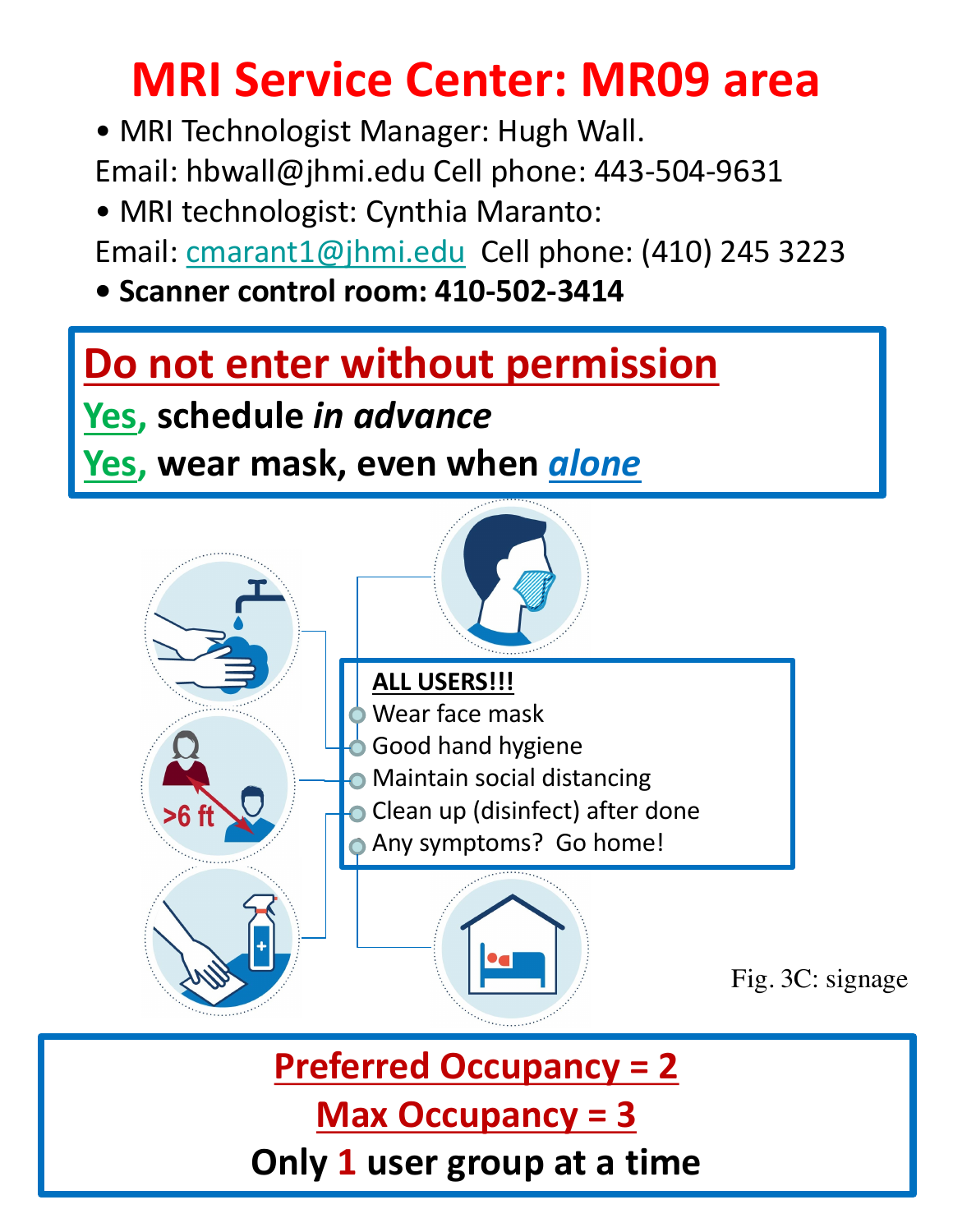# MRI Service Center: MR09 area

- MRI Technologist Manager: Hugh Wall.
Email: hbwall@jhmi.edu Cell phone: 443-504-9631
- MRI technologist: Cynthia Maranto:
Email: cmarant1@jhmi.edu Cell phone: (410) 245 3223
- **Scanner control room: 410-502-3414**

## Do not enter without permission

**Yes, schedule *in advance***

**Yes, wear mask, even when *alone***

**ALL USERS!!!**

- Wear face mask
- Good hand hygiene
- Maintain social distancing
- Clean up (disinfect) after done
- Any symptoms? Go home!

>6 ft

Fig. 3C: signage

**Preferred Occupancy = 2**

**Max Occupancy = 3**

**Only 1 user group at a time**